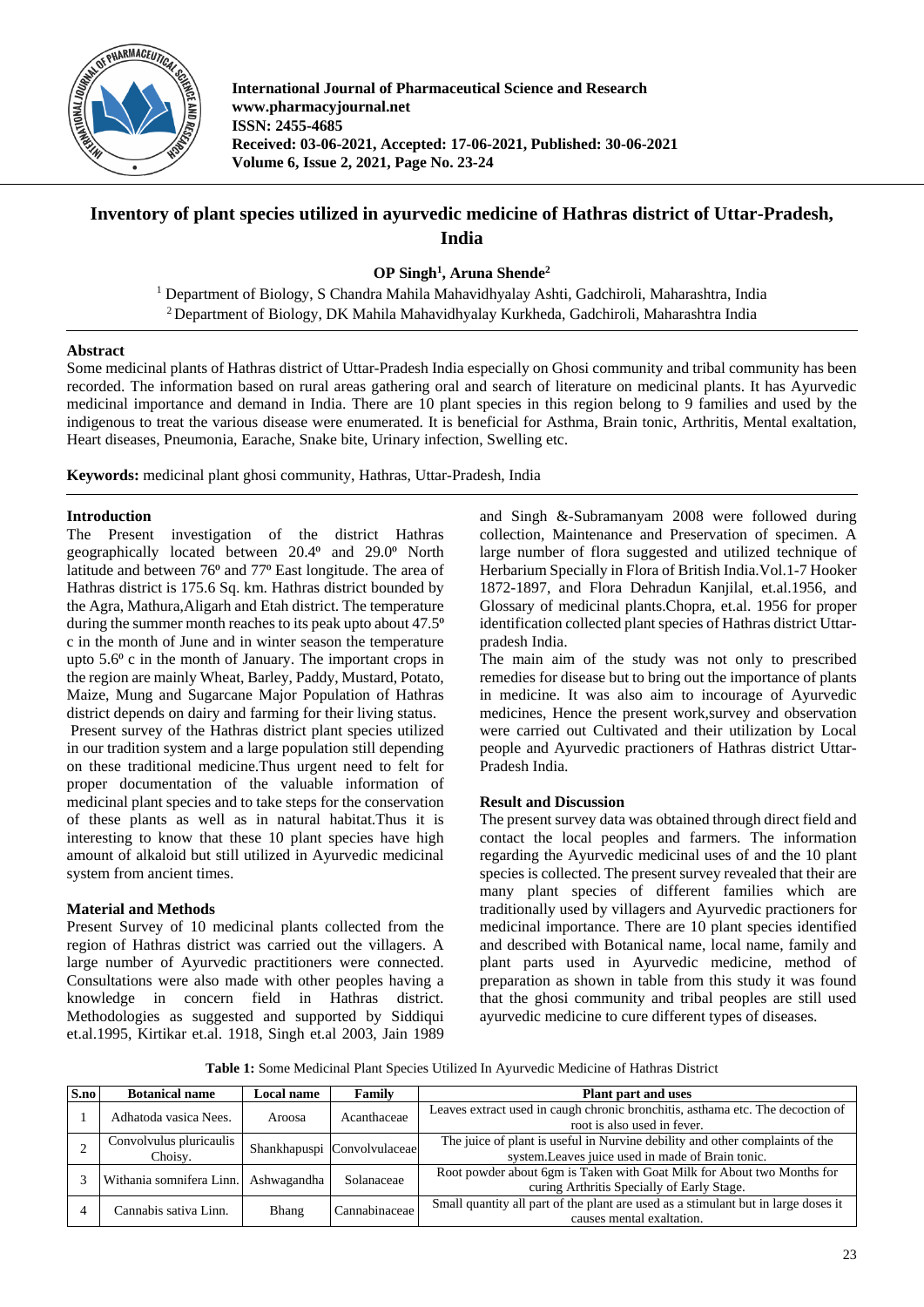# Inventory of plant species utilized in ayurvedic medicine of Hathras district of Uttar-Pradesh, India

**OP Singh[1], Aruna Shende[2]**

[1] Department of Biology, S Chandra Mahila Mahavidhyalay Ashti, Gadchiroli, Maharashtra, India
[2] Department of Biology, DK Mahila Mahavidhyalay Kurkheda, Gadchiroli, Maharashtra India

## Abstract

Some medicinal plants of Hathras district of Uttar-Pradesh India especially on Ghosi community and tribal community has been recorded. The information based on rural areas gathering oral and search of literature on medicinal plants. It has Ayurvedic medicinal importance and demand in India. There are 10 plant species in this region belong to 9 families and used by the indigenous to treat the various disease were enumerated. It is beneficial for Asthma, Brain tonic, Arthritis, Mental exaltation, Heart diseases, Pneumonia, Earache, Snake bite, Urinary infection, Swelling etc.

**Keywords:** medicinal plant ghosi community, Hathras, Uttar-Pradesh, India

## Introduction

The Present investigation of the district Hathras geographically located between 20.4º and 29.0º North latitude and between 76º and 77º East longitude. The area of Hathras district is 175.6 Sq. km. Hathras district bounded by the Agra, Mathura,Aligarh and Etah district. The temperature during the summer month reaches to its peak upto about 47.5º c in the month of June and in winter season the temperature upto 5.6º c in the month of January. The important crops in the region are mainly Wheat, Barley, Paddy, Mustard, Potato, Maize, Mung and Sugarcane Major Population of Hathras district depends on dairy and farming for their living status.

Present survey of the Hathras district plant species utilized in our tradition system and a large population still depending on these traditional medicine.Thus urgent need to felt for proper documentation of the valuable information of medicinal plant species and to take steps for the conservation of these plants as well as in natural habitat.Thus it is interesting to know that these 10 plant species have high amount of alkaloid but still utilized in Ayurvedic medicinal system from ancient times.

## Material and Methods

Present Survey of 10 medicinal plants collected from the region of Hathras district was carried out the villagers. A large number of Ayurvedic practitioners were connected. Consultations were also made with other peoples having a knowledge in concern field in Hathras district. Methodologies as suggested and supported by Siddiqui et.al.1995, Kirtikar et.al. 1918, Singh et.al 2003, Jain 1989 and Singh &-Subramanyam 2008 were followed during collection, Maintenance and Preservation of specimen. A large number of flora suggested and utilized technique of Herbarium Specially in Flora of British India.Vol.1-7 Hooker 1872-1897, and Flora Dehradun Kanjilal, et.al.1956, and Glossary of medicinal plants.Chopra, et.al. 1956 for proper identification collected plant species of Hathras district Uttar-pradesh India.

The main aim of the study was not only to prescribed remedies for disease but to bring out the importance of plants in medicine. It was also aim to incourage of Ayurvedic medicines, Hence the present work,survey and observation were carried out Cultivated and their utilization by Local people and Ayurvedic practioners of Hathras district Uttar-Pradesh India.

## Result and Discussion

The present survey data was obtained through direct field and contact the local peoples and farmers. The information regarding the Ayurvedic medicinal uses of and the 10 plant species is collected. The present survey revealed that their are many plant species of different families which are traditionally used by villagers and Ayurvedic practioners for medicinal importance. There are 10 plant species identified and described with Botanical name, local name, family and plant parts used in Ayurvedic medicine, method of preparation as shown in table from this study it was found that the ghosi community and tribal peoples are still used ayurvedic medicine to cure different types of diseases.

**Table 1:** Some Medicinal Plant Species Utilized In Ayurvedic Medicine of Hathras District

| S.no | Botanical name | Local name | Family | Plant part and uses |
|---|---|---|---|---|
| 1 | Adhatoda vasica Nees. | Aroosa | Acanthaceae | Leaves extract used in caugh chronic bronchitis, asthama etc. The decoction of root is also used in fever. |
| 2 | Convolvulus pluricaulis Choisy. | Shankhapuspi | Convolvulaceae | The juice of plant is useful in Nurvine debility and other complaints of the system.Leaves juice used in made of Brain tonic. |
| 3 | Withania somnifera Linn. | Ashwagandha | Solanaceae | Root powder about 6gm is Taken with Goat Milk for About two Months for curing Arthritis Specially of Early Stage. |
| 4 | Cannabis sativa Linn. | Bhang | Cannabinaceae | Small quantity all part of the plant are used as a stimulant but in large doses it causes mental exaltation. |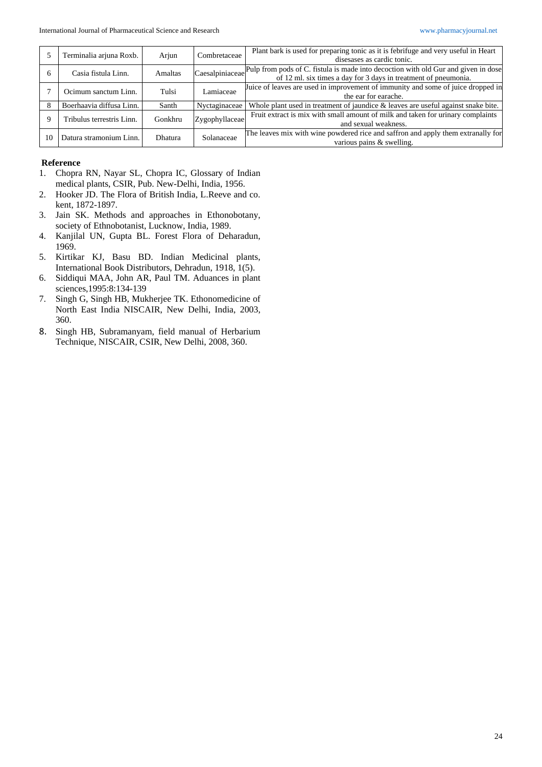| | | | | |
|---|---|---|---|---|
| 5 | Terminalia arjuna Roxb. | Arjun | Combretaceae | Plant bark is used for preparing tonic as it is febrifuge and very useful in Heart disesases as cardic tonic. |
| 6 | Casia fistula Linn. | Amaltas | Caesalpiniaceae | Pulp from pods of C. fistula is made into decoction with old Gur and given in dose of 12 ml. six times a day for 3 days in treatment of pneumonia. |
| 7 | Ocimum sanctum Linn. | Tulsi | Lamiaceae | Juice of leaves are used in improvement of immunity and some of juice dropped in the ear for earache. |
| 8 | Boerhaavia diffusa Linn. | Santh | Nyctaginaceae | Whole plant used in treatment of jaundice & leaves are useful against snake bite. |
| 9 | Tribulus terrestris Linn. | Gonkhru | Zygophyllaceae | Fruit extract is mix with small amount of milk and taken for urinary complaints and sexual weakness. |
| 10 | Datura stramonium Linn. | Dhatura | Solanaceae | The leaves mix with wine powdered rice and saffron and apply them extranally for various pains & swelling. |

**Reference**

1. Chopra RN, Nayar SL, Chopra IC, Glossary of Indian medical plants, CSIR, Pub. New-Delhi, India, 1956.
2. Hooker JD. The Flora of British India, L.Reeve and co. kent, 1872-1897.
3. Jain SK. Methods and approaches in Ethonobotany, society of Ethnobotanist, Lucknow, India, 1989.
4. Kanjilal UN, Gupta BL. Forest Flora of Deharadun, 1969.
5. Kirtikar KJ, Basu BD. Indian Medicinal plants, International Book Distributors, Dehradun, 1918, 1(5).
6. Siddiqui MAA, John AR, Paul TM. Aduances in plant sciences,1995:8:134-139
7. Singh G, Singh HB, Mukherjee TK. Ethonomedicine of North East India NISCAIR, New Delhi, India, 2003, 360.
8. Singh HB, Subramanyam, field manual of Herbarium Technique, NISCAIR, CSIR, New Delhi, 2008, 360.